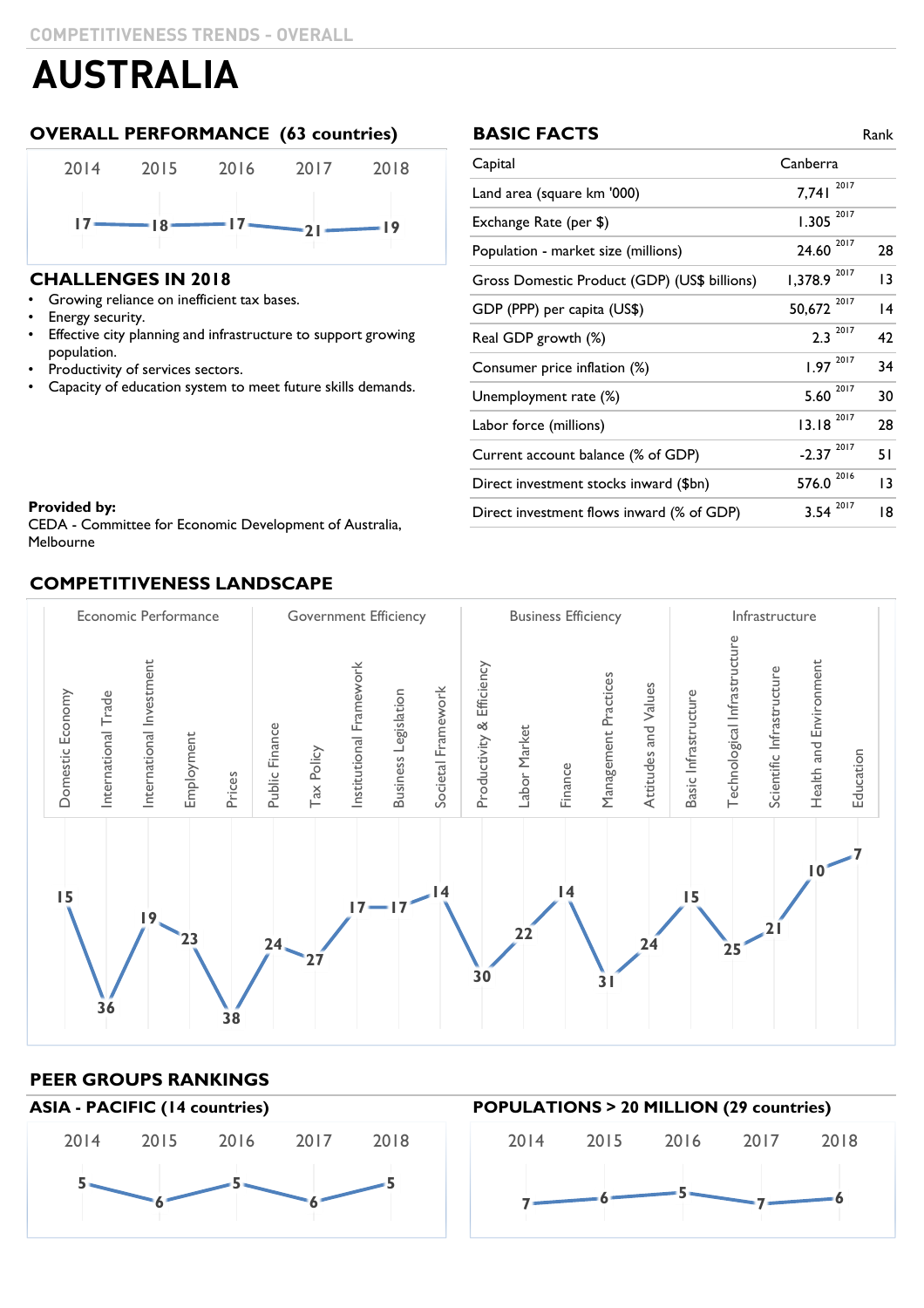COMPETITIVENESS TRENDS - OVERALL

# AUSTRALIA

## OVERALL PERFORMANCE (63 countries)

| 2014 | 2015 | 2016 | 2017 | 2018 |
|---|---|---|---|---|
| 17 | 18 | 17 | 21 | 19 |

## CHALLENGES IN 2018

- Growing reliance on inefficient tax bases.
- Energy security.
- Effective city planning and infrastructure to support growing population.
- Productivity of services sectors.
- Capacity of education system to meet future skills demands.

**Provided by:**
CEDA - Committee for Economic Development of Australia, Melbourne

## BASIC FACTS

| | | Year | Rank |
|---|---|---|---|
| Capital | Canberra | | |
| Land area (square km '000) | 7,741 | 2017 | |
| Exchange Rate (per $) | 1.305 | 2017 | |
| Population - market size (millions) | 24.60 | 2017 | 28 |
| Gross Domestic Product (GDP) (US$ billions) | 1,378.9 | 2017 | 13 |
| GDP (PPP) per capita (US$) | 50,672 | 2017 | 14 |
| Real GDP growth (%) | 2.3 | 2017 | 42 |
| Consumer price inflation (%) | 1.97 | 2017 | 34 |
| Unemployment rate (%) | 5.60 | 2017 | 30 |
| Labor force (millions) | 13.18 | 2017 | 28 |
| Current account balance (% of GDP) | -2.37 | 2017 | 51 |
| Direct investment stocks inward ($bn) | 576.0 | 2016 | 13 |
| Direct investment flows inward (% of GDP) | 3.54 | 2017 | 18 |

## COMPETITIVENESS LANDSCAPE

| Factor | Sub-factor | Rank |
|---|---|---|
| Economic Performance | Domestic Economy | 15 |
| | International Trade | 36 |
| | International Investment | 19 |
| | Employment | 23 |
| | Prices | 38 |
| Government Efficiency | Public Finance | 24 |
| | Tax Policy | 27 |
| | Institutional Framework | 17 |
| | Business Legislation | 17 |
| | Societal Framework | 14 |
| Business Efficiency | Productivity & Efficiency | 30 |
| | Labor Market | 22 |
| | Finance | 14 |
| | Management Practices | 31 |
| | Attitudes and Values | 24 |
| Infrastructure | Basic Infrastructure | 15 |
| | Technological Infrastructure | 25 |
| | Scientific Infrastructure | 21 |
| | Health and Environment | 10 |
| | Education | 7 |

## PEER GROUPS RANKINGS

### ASIA - PACIFIC (14 countries)

| 2014 | 2015 | 2016 | 2017 | 2018 |
|---|---|---|---|---|
| 5 | 6 | 5 | 6 | 5 |

### POPULATIONS > 20 MILLION (29 countries)

| 2014 | 2015 | 2016 | 2017 | 2018 |
|---|---|---|---|---|
| 7 | 6 | 5 | 7 | 6 |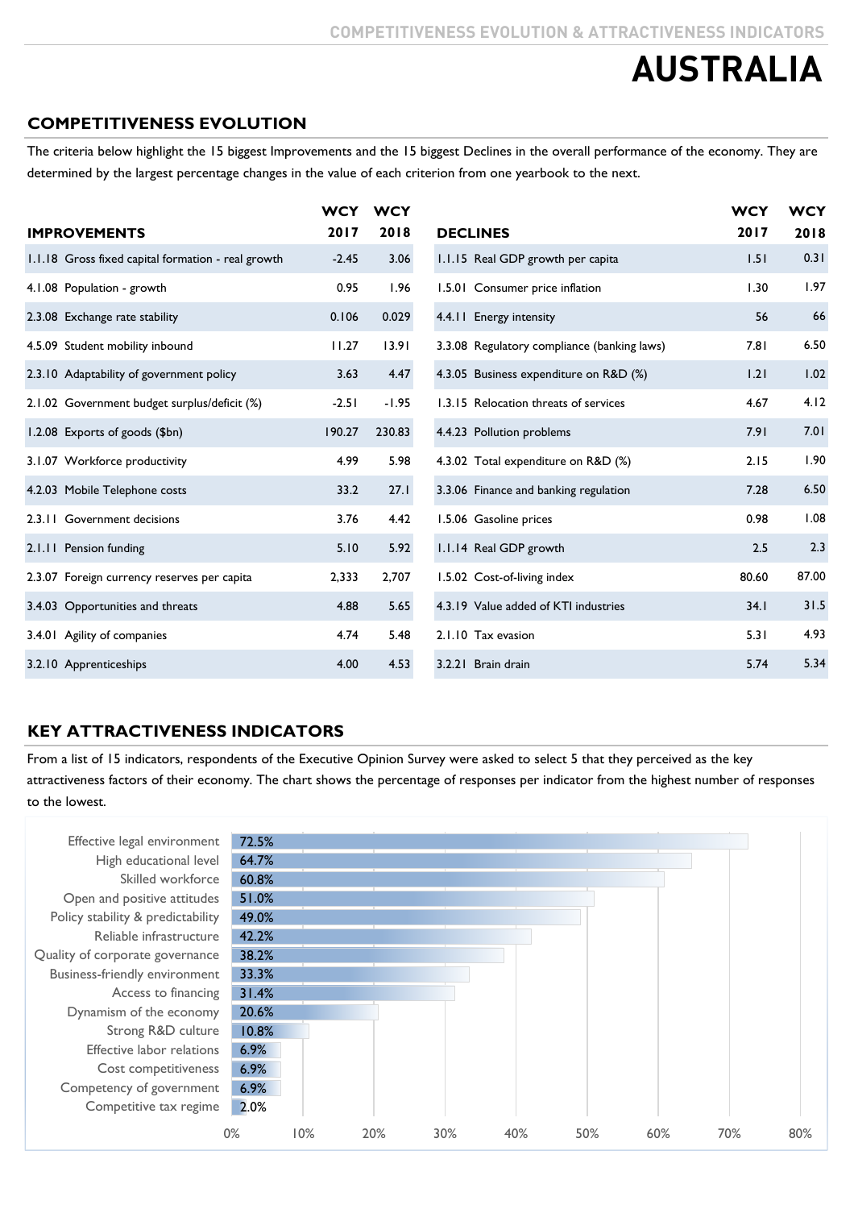# AUSTRALIA

## COMPETITIVENESS EVOLUTION

The criteria below highlight the 15 biggest Improvements and the 15 biggest Declines in the overall performance of the economy. They are determined by the largest percentage changes in the value of each criterion from one yearbook to the next.

| IMPROVEMENTS | WCY 2017 | WCY 2018 |
|---|---|---|
| 1.1.18 Gross fixed capital formation - real growth | -2.45 | 3.06 |
| 4.1.08 Population - growth | 0.95 | 1.96 |
| 2.3.08 Exchange rate stability | 0.106 | 0.029 |
| 4.5.09 Student mobility inbound | 11.27 | 13.91 |
| 2.3.10 Adaptability of government policy | 3.63 | 4.47 |
| 2.1.02 Government budget surplus/deficit (%) | -2.51 | -1.95 |
| 1.2.08 Exports of goods ($bn) | 190.27 | 230.83 |
| 3.1.07 Workforce productivity | 4.99 | 5.98 |
| 4.2.03 Mobile Telephone costs | 33.2 | 27.1 |
| 2.3.11 Government decisions | 3.76 | 4.42 |
| 2.1.11 Pension funding | 5.10 | 5.92 |
| 2.3.07 Foreign currency reserves per capita | 2,333 | 2,707 |
| 3.4.03 Opportunities and threats | 4.88 | 5.65 |
| 3.4.01 Agility of companies | 4.74 | 5.48 |
| 3.2.10 Apprenticeships | 4.00 | 4.53 |

| DECLINES | WCY 2017 | WCY 2018 |
|---|---|---|
| 1.1.15 Real GDP growth per capita | 1.51 | 0.31 |
| 1.5.01 Consumer price inflation | 1.30 | 1.97 |
| 4.4.11 Energy intensity | 56 | 66 |
| 3.3.08 Regulatory compliance (banking laws) | 7.81 | 6.50 |
| 4.3.05 Business expenditure on R&D (%) | 1.21 | 1.02 |
| 1.3.15 Relocation threats of services | 4.67 | 4.12 |
| 4.4.23 Pollution problems | 7.91 | 7.01 |
| 4.3.02 Total expenditure on R&D (%) | 2.15 | 1.90 |
| 3.3.06 Finance and banking regulation | 7.28 | 6.50 |
| 1.5.06 Gasoline prices | 0.98 | 1.08 |
| 1.1.14 Real GDP growth | 2.5 | 2.3 |
| 1.5.02 Cost-of-living index | 80.60 | 87.00 |
| 4.3.19 Value added of KTI industries | 34.1 | 31.5 |
| 2.1.10 Tax evasion | 5.31 | 4.93 |
| 3.2.21 Brain drain | 5.74 | 5.34 |

## KEY ATTRACTIVENESS INDICATORS

From a list of 15 indicators, respondents of the Executive Opinion Survey were asked to select 5 that they perceived as the key attractiveness factors of their economy. The chart shows the percentage of responses per indicator from the highest number of responses to the lowest.

| Indicator | % of responses |
|---|---|
| Effective legal environment | 72.5% |
| High educational level | 64.7% |
| Skilled workforce | 60.8% |
| Open and positive attitudes | 51.0% |
| Policy stability & predictability | 49.0% |
| Reliable infrastructure | 42.2% |
| Quality of corporate governance | 38.2% |
| Business-friendly environment | 33.3% |
| Access to financing | 31.4% |
| Dynamism of the economy | 20.6% |
| Strong R&D culture | 10.8% |
| Effective labor relations | 6.9% |
| Cost competitiveness | 6.9% |
| Competency of government | 6.9% |
| Competitive tax regime | 2.0% |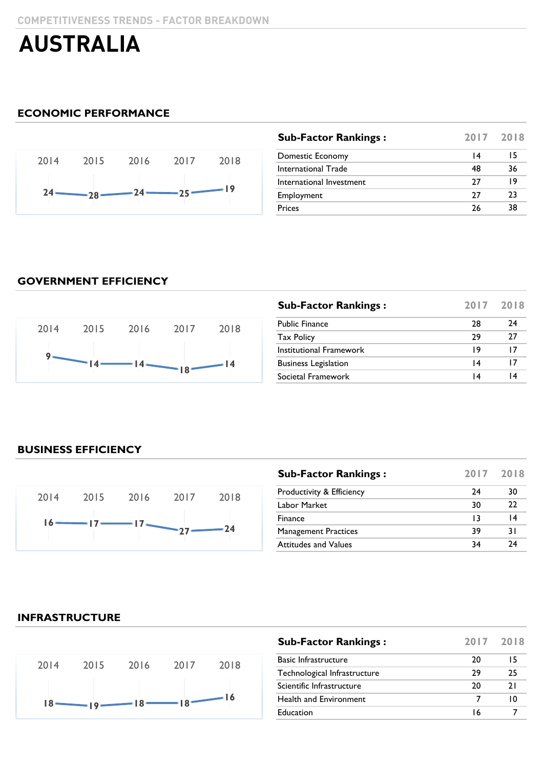COMPETITIVENESS TRENDS - FACTOR BREAKDOWN

# AUSTRALIA

## ECONOMIC PERFORMANCE

| 2014 | 2015 | 2016 | 2017 | 2018 |
|---|---|---|---|---|
| 24 | 28 | 24 | 25 | 19 |

| Sub-Factor Rankings : | 2017 | 2018 |
|---|---|---|
| Domestic Economy | 14 | 15 |
| International Trade | 48 | 36 |
| International Investment | 27 | 19 |
| Employment | 27 | 23 |
| Prices | 26 | 38 |

## GOVERNMENT EFFICIENCY

| 2014 | 2015 | 2016 | 2017 | 2018 |
|---|---|---|---|---|
| 9 | 14 | 14 | 18 | 14 |

| Sub-Factor Rankings : | 2017 | 2018 |
|---|---|---|
| Public Finance | 28 | 24 |
| Tax Policy | 29 | 27 |
| Institutional Framework | 19 | 17 |
| Business Legislation | 14 | 17 |
| Societal Framework | 14 | 14 |

## BUSINESS EFFICIENCY

| 2014 | 2015 | 2016 | 2017 | 2018 |
|---|---|---|---|---|
| 16 | 17 | 17 | 27 | 24 |

| Sub-Factor Rankings : | 2017 | 2018 |
|---|---|---|
| Productivity & Efficiency | 24 | 30 |
| Labor Market | 30 | 22 |
| Finance | 13 | 14 |
| Management Practices | 39 | 31 |
| Attitudes and Values | 34 | 24 |

## INFRASTRUCTURE

| 2014 | 2015 | 2016 | 2017 | 2018 |
|---|---|---|---|---|
| 18 | 19 | 18 | 18 | 16 |

| Sub-Factor Rankings : | 2017 | 2018 |
|---|---|---|
| Basic Infrastructure | 20 | 15 |
| Technological Infrastructure | 29 | 25 |
| Scientific Infrastructure | 20 | 21 |
| Health and Environment | 7 | 10 |
| Education | 16 | 7 |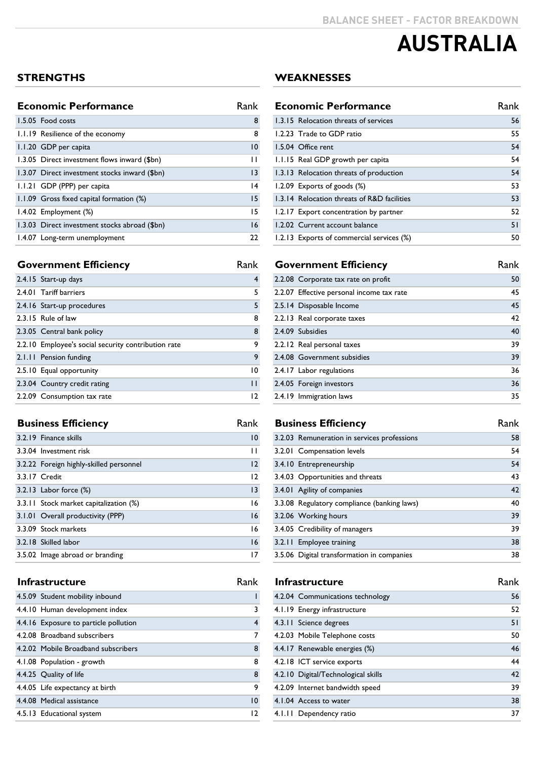BALANCE SHEET - FACTOR BREAKDOWN

# AUSTRALIA

## STRENGTHS

### Economic Performance

| Economic Performance | Rank |
|---|---|
| 1.5.05 Food costs | 8 |
| 1.1.19 Resilience of the economy | 8 |
| 1.1.20 GDP per capita | 10 |
| 1.3.05 Direct investment flows inward ($bn) | 11 |
| 1.3.07 Direct investment stocks inward ($bn) | 13 |
| 1.1.21 GDP (PPP) per capita | 14 |
| 1.1.09 Gross fixed capital formation (%) | 15 |
| 1.4.02 Employment (%) | 15 |
| 1.3.03 Direct investment stocks abroad ($bn) | 16 |
| 1.4.07 Long-term unemployment | 22 |

### Government Efficiency

| Government Efficiency | Rank |
|---|---|
| 2.4.15 Start-up days | 4 |
| 2.4.01 Tariff barriers | 5 |
| 2.4.16 Start-up procedures | 5 |
| 2.3.15 Rule of law | 8 |
| 2.3.05 Central bank policy | 8 |
| 2.2.10 Employee's social security contribution rate | 9 |
| 2.1.11 Pension funding | 9 |
| 2.5.10 Equal opportunity | 10 |
| 2.3.04 Country credit rating | 11 |
| 2.2.09 Consumption tax rate | 12 |

### Business Efficiency

| Business Efficiency | Rank |
|---|---|
| 3.2.19 Finance skills | 10 |
| 3.3.04 Investment risk | 11 |
| 3.2.22 Foreign highly-skilled personnel | 12 |
| 3.3.17 Credit | 12 |
| 3.2.13 Labor force (%) | 13 |
| 3.3.11 Stock market capitalization (%) | 16 |
| 3.1.01 Overall productivity (PPP) | 16 |
| 3.3.09 Stock markets | 16 |
| 3.2.18 Skilled labor | 16 |
| 3.5.02 Image abroad or branding | 17 |

### Infrastructure

| Infrastructure | Rank |
|---|---|
| 4.5.09 Student mobility inbound | 1 |
| 4.4.10 Human development index | 3 |
| 4.4.16 Exposure to particle pollution | 4 |
| 4.2.08 Broadband subscribers | 7 |
| 4.2.02 Mobile Broadband subscribers | 8 |
| 4.1.08 Population - growth | 8 |
| 4.4.25 Quality of life | 8 |
| 4.4.05 Life expectancy at birth | 9 |
| 4.4.08 Medical assistance | 10 |
| 4.5.13 Educational system | 12 |

## WEAKNESSES

### Economic Performance

| Economic Performance | Rank |
|---|---|
| 1.3.15 Relocation threats of services | 56 |
| 1.2.23 Trade to GDP ratio | 55 |
| 1.5.04 Office rent | 54 |
| 1.1.15 Real GDP growth per capita | 54 |
| 1.3.13 Relocation threats of production | 54 |
| 1.2.09 Exports of goods (%) | 53 |
| 1.3.14 Relocation threats of R&D facilities | 53 |
| 1.2.17 Export concentration by partner | 52 |
| 1.2.02 Current account balance | 51 |
| 1.2.13 Exports of commercial services (%) | 50 |

### Government Efficiency

| Government Efficiency | Rank |
|---|---|
| 2.2.08 Corporate tax rate on profit | 50 |
| 2.2.07 Effective personal income tax rate | 45 |
| 2.5.14 Disposable Income | 45 |
| 2.2.13 Real corporate taxes | 42 |
| 2.4.09 Subsidies | 40 |
| 2.2.12 Real personal taxes | 39 |
| 2.4.08 Government subsidies | 39 |
| 2.4.17 Labor regulations | 36 |
| 2.4.05 Foreign investors | 36 |
| 2.4.19 Immigration laws | 35 |

### Business Efficiency

| Business Efficiency | Rank |
|---|---|
| 3.2.03 Remuneration in services professions | 58 |
| 3.2.01 Compensation levels | 54 |
| 3.4.10 Entrepreneurship | 54 |
| 3.4.03 Opportunities and threats | 43 |
| 3.4.01 Agility of companies | 42 |
| 3.3.08 Regulatory compliance (banking laws) | 40 |
| 3.2.06 Working hours | 39 |
| 3.4.05 Credibility of managers | 39 |
| 3.2.11 Employee training | 38 |
| 3.5.06 Digital transformation in companies | 38 |

### Infrastructure

| Infrastructure | Rank |
|---|---|
| 4.2.04 Communications technology | 56 |
| 4.1.19 Energy infrastructure | 52 |
| 4.3.11 Science degrees | 51 |
| 4.2.03 Mobile Telephone costs | 50 |
| 4.4.17 Renewable energies (%) | 46 |
| 4.2.18 ICT service exports | 44 |
| 4.2.10 Digital/Technological skills | 42 |
| 4.2.09 Internet bandwidth speed | 39 |
| 4.1.04 Access to water | 38 |
| 4.1.11 Dependency ratio | 37 |